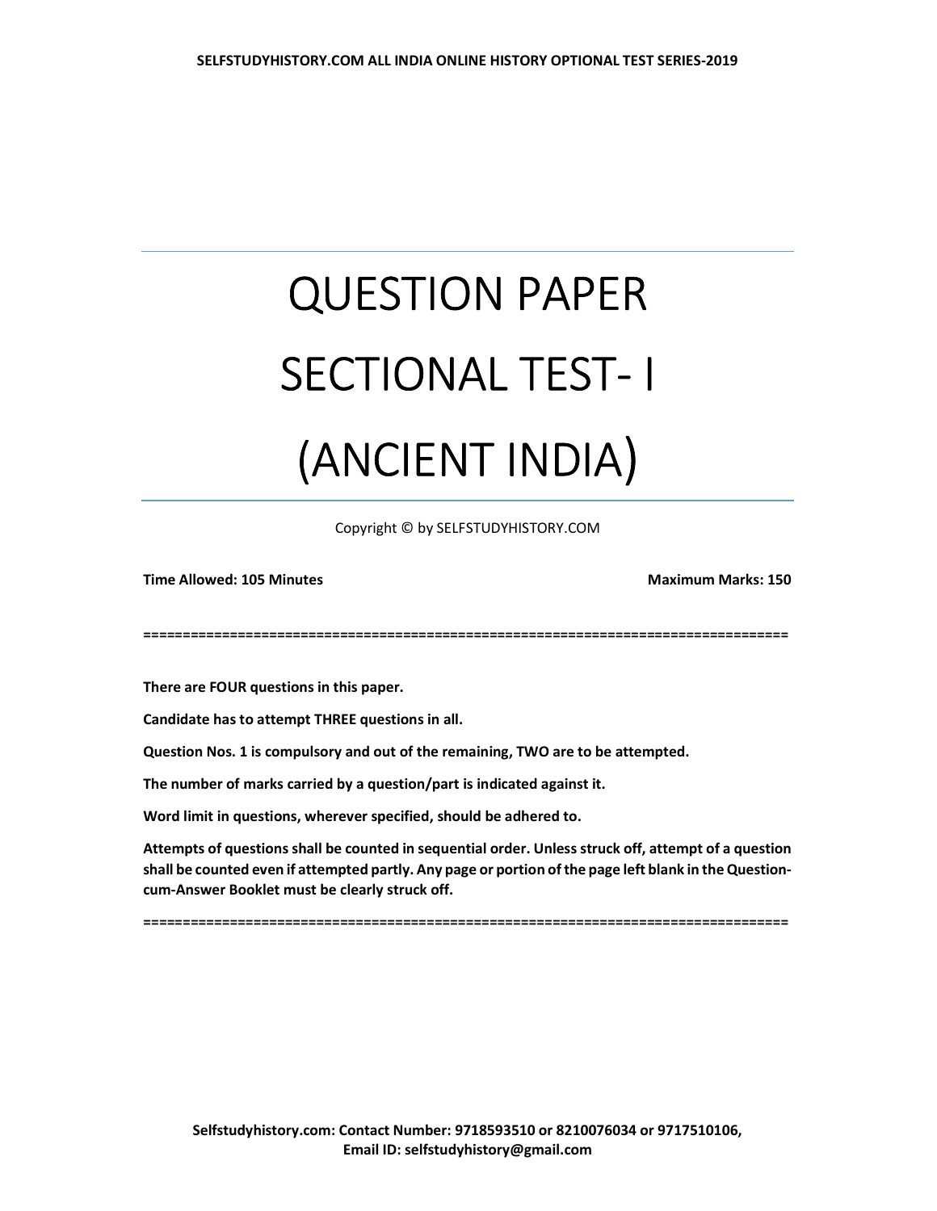# QUESTION PAPER

# SECTIONAL TEST- I

# (ANCIENT INDIA)

Copyright © by SELFSTUDYHISTORY.COM

**Time Allowed: 105 Minutes** **Maximum Marks: 150**

==================================================================================

**There are FOUR questions in this paper.**

**Candidate has to attempt THREE questions in all.**

**Question Nos. 1 is compulsory and out of the remaining, TWO are to be attempted.**

**The number of marks carried by a question/part is indicated against it.**

**Word limit in questions, wherever specified, should be adhered to.**

**Attempts of questions shall be counted in sequential order. Unless struck off, attempt of a question shall be counted even if attempted partly. Any page or portion of the page left blank in the Question-cum-Answer Booklet must be clearly struck off.**

==================================================================================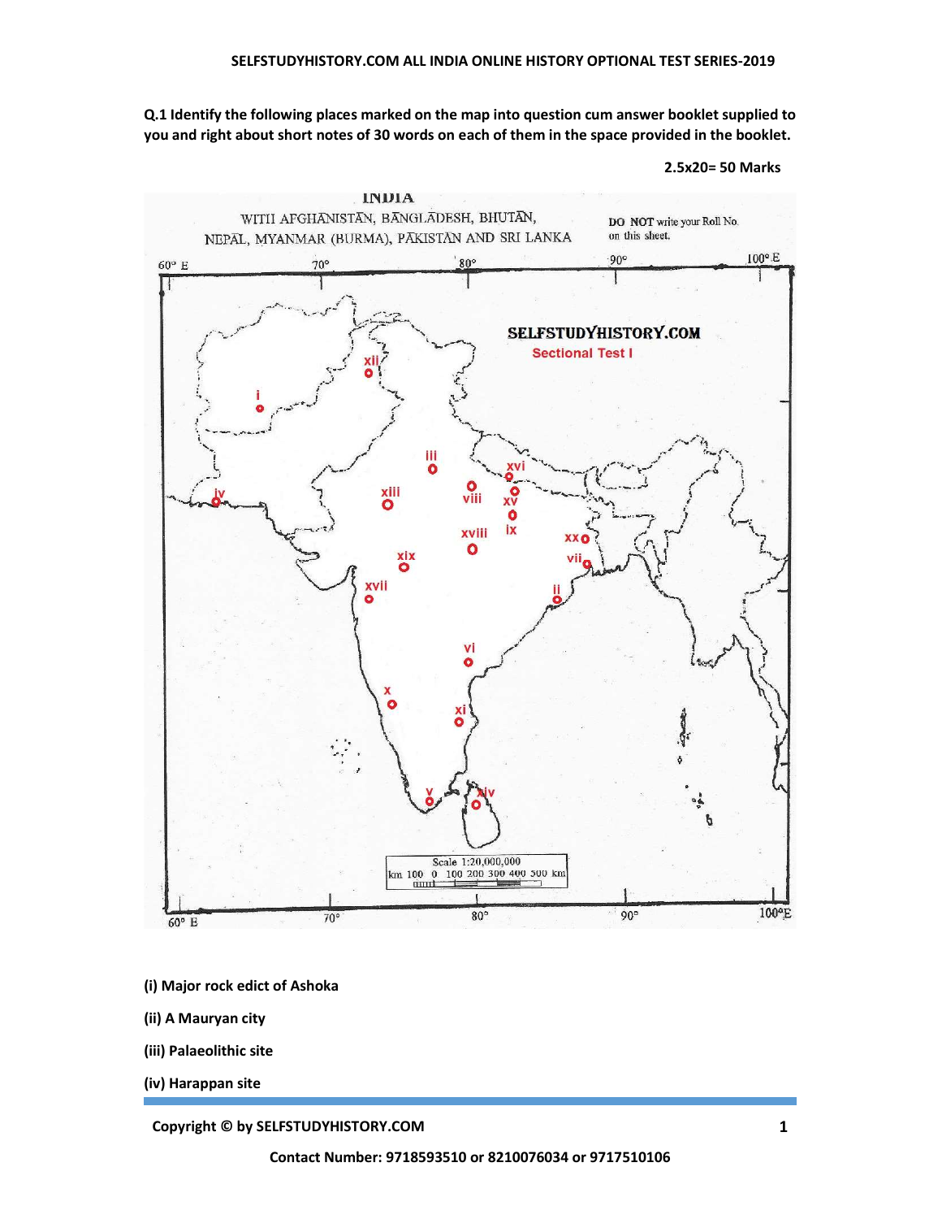**Q.1 Identify the following places marked on the map into question cum answer booklet supplied to you and right about short notes of 30 words on each of them in the space provided in the booklet.**

**2.5x20= 50 Marks**

**(i) Major rock edict of Ashoka**

**(ii) A Mauryan city**

**(iii) Palaeolithic site**

**(iv) Harappan site**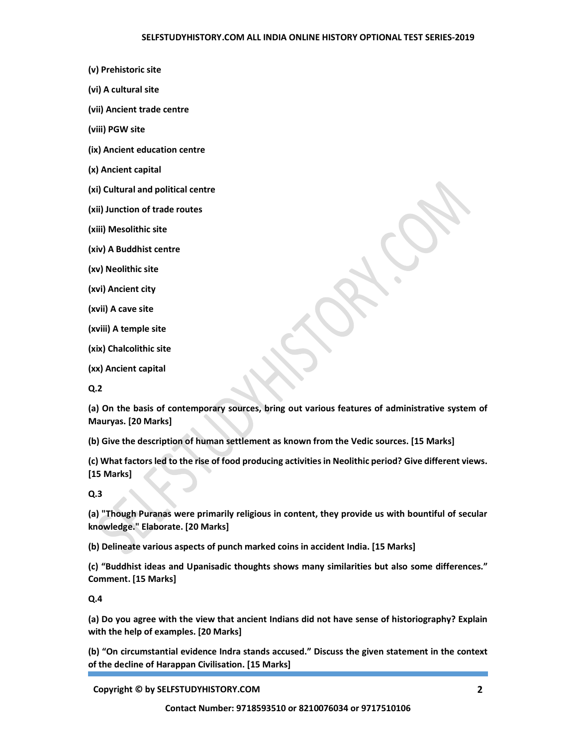**(v) Prehistoric site**

**(vi) A cultural site**

**(vii) Ancient trade centre**

**(viii) PGW site**

**(ix) Ancient education centre**

**(x) Ancient capital**

**(xi) Cultural and political centre**

**(xii) Junction of trade routes**

**(xiii) Mesolithic site**

**(xiv) A Buddhist centre**

**(xv) Neolithic site**

**(xvi) Ancient city**

**(xvii) A cave site**

**(xviii) A temple site**

**(xix) Chalcolithic site**

**(xx) Ancient capital**

**Q.2**

**(a) On the basis of contemporary sources, bring out various features of administrative system of Mauryas. [20 Marks]**

**(b) Give the description of human settlement as known from the Vedic sources. [15 Marks]**

**(c) What factors led to the rise of food producing activities in Neolithic period? Give different views. [15 Marks]**

**Q.3**

**(a) "Though Puranas were primarily religious in content, they provide us with bountiful of secular knowledge." Elaborate. [20 Marks]**

**(b) Delineate various aspects of punch marked coins in accident India. [15 Marks]**

**(c) "Buddhist ideas and Upanisadic thoughts shows many similarities but also some differences." Comment. [15 Marks]**

**Q.4**

**(a) Do you agree with the view that ancient Indians did not have sense of historiography? Explain with the help of examples. [20 Marks]**

**(b) "On circumstantial evidence Indra stands accused." Discuss the given statement in the context of the decline of Harappan Civilisation. [15 Marks]**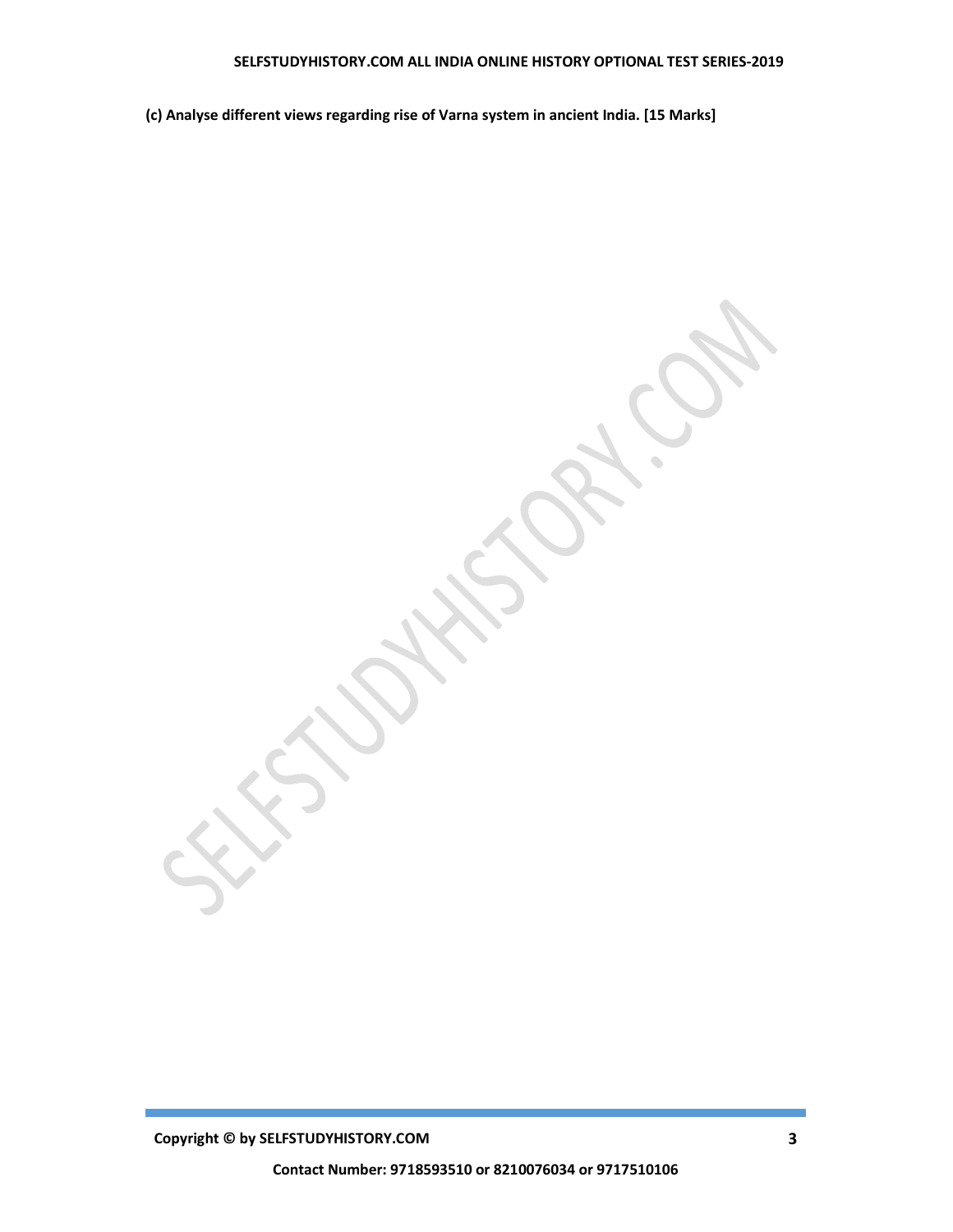**(c) Analyse different views regarding rise of Varna system in ancient India. [15 Marks]**